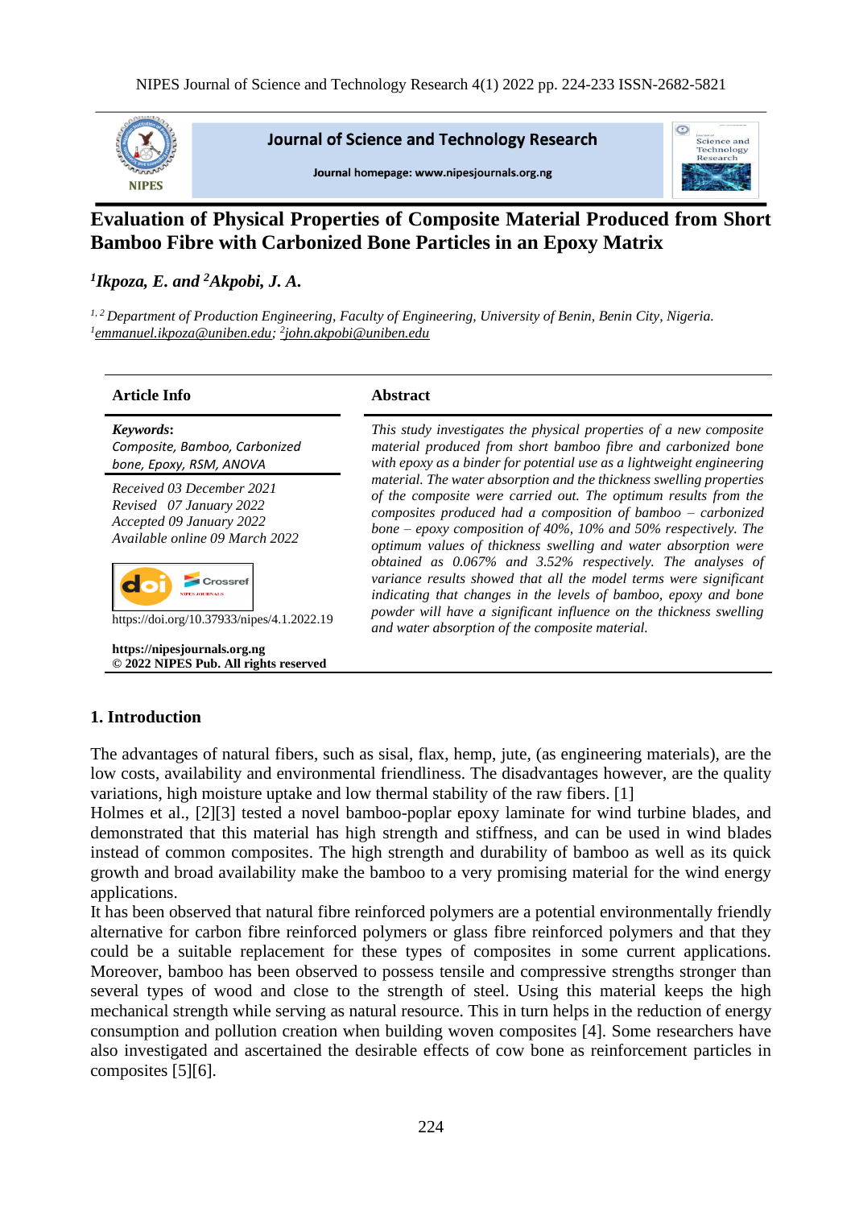# Evaluation of Physical Properties of Composite Material Produced from Short Bamboo Fibre with Carbonized Bone Particles in an Epoxy Matrix

***[1]Ikpoza, E. and [2]Akpobi, J. A.***

*[1, 2] Department of Production Engineering, Faculty of Engineering, University of Benin, Benin City, Nigeria.*
*[1]emmanuel.ikpoza@uniben.edu; [2]john.akpobi@uniben.edu*

## Article Info

***Keywords***:
*Composite, Bamboo, Carbonized bone, Epoxy, RSM, ANOVA*

*Received 03 December 2021*
*Revised 07 January 2022*
*Accepted 09 January 2022*
*Available online 09 March 2022*

https://doi.org/10.37933/nipes/4.1.2022.19

**https://nipesjournals.org.ng**
**© 2022 NIPES Pub. All rights reserved**

## Abstract

*This study investigates the physical properties of a new composite material produced from short bamboo fibre and carbonized bone with epoxy as a binder for potential use as a lightweight engineering material. The water absorption and the thickness swelling properties of the composite were carried out. The optimum results from the composites produced had a composition of bamboo – carbonized bone – epoxy composition of 40%, 10% and 50% respectively. The optimum values of thickness swelling and water absorption were obtained as 0.067% and 3.52% respectively. The analyses of variance results showed that all the model terms were significant indicating that changes in the levels of bamboo, epoxy and bone powder will have a significant influence on the thickness swelling and water absorption of the composite material.*

## 1. Introduction

The advantages of natural fibers, such as sisal, flax, hemp, jute, (as engineering materials), are the low costs, availability and environmental friendliness. The disadvantages however, are the quality variations, high moisture uptake and low thermal stability of the raw fibers. [1]

Holmes et al., [2][3] tested a novel bamboo-poplar epoxy laminate for wind turbine blades, and demonstrated that this material has high strength and stiffness, and can be used in wind blades instead of common composites. The high strength and durability of bamboo as well as its quick growth and broad availability make the bamboo to a very promising material for the wind energy applications.

It has been observed that natural fibre reinforced polymers are a potential environmentally friendly alternative for carbon fibre reinforced polymers or glass fibre reinforced polymers and that they could be a suitable replacement for these types of composites in some current applications. Moreover, bamboo has been observed to possess tensile and compressive strengths stronger than several types of wood and close to the strength of steel. Using this material keeps the high mechanical strength while serving as natural resource. This in turn helps in the reduction of energy consumption and pollution creation when building woven composites [4]. Some researchers have also investigated and ascertained the desirable effects of cow bone as reinforcement particles in composites [5][6].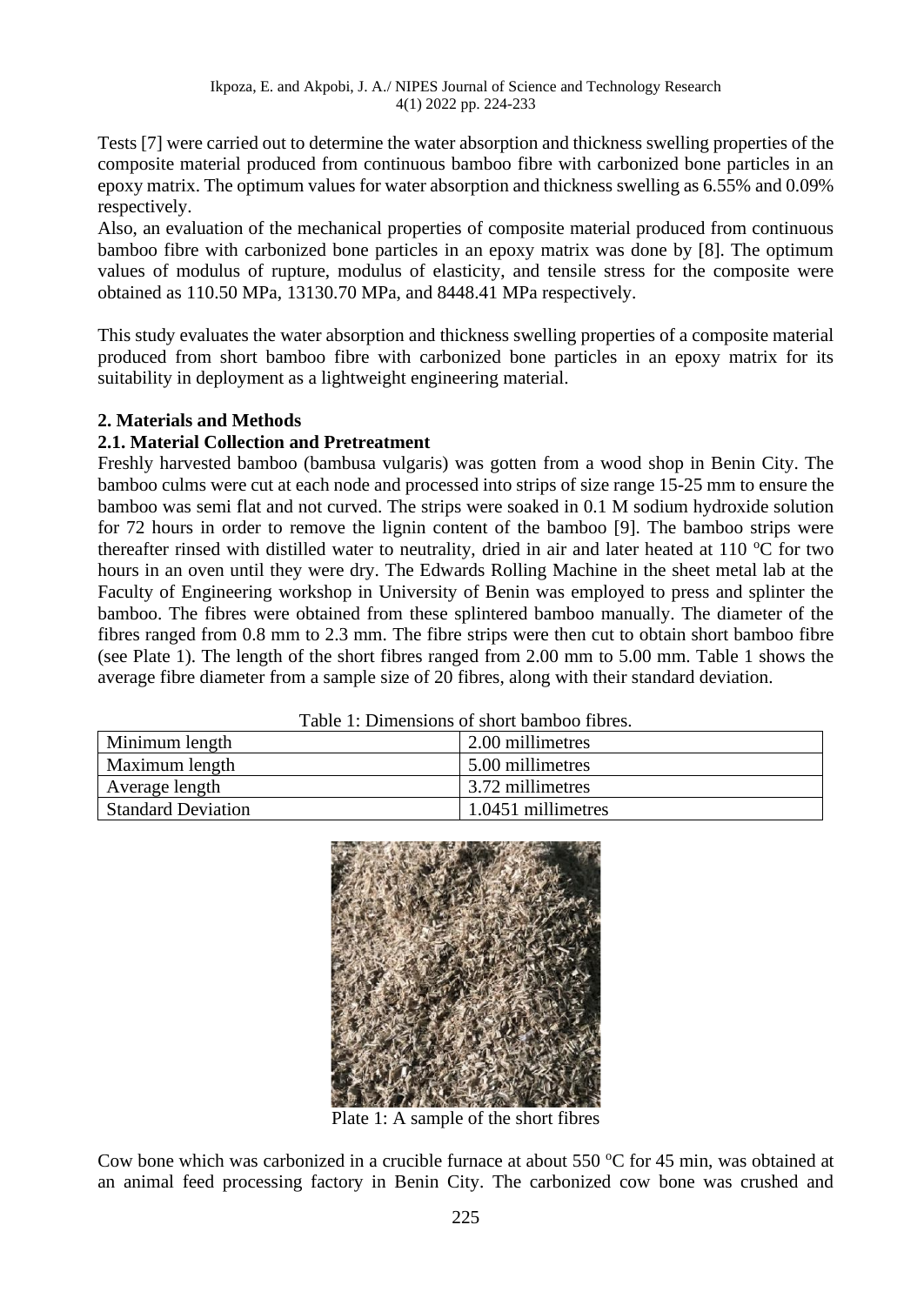Tests [7] were carried out to determine the water absorption and thickness swelling properties of the composite material produced from continuous bamboo fibre with carbonized bone particles in an epoxy matrix. The optimum values for water absorption and thickness swelling as 6.55% and 0.09% respectively.

Also, an evaluation of the mechanical properties of composite material produced from continuous bamboo fibre with carbonized bone particles in an epoxy matrix was done by [8]. The optimum values of modulus of rupture, modulus of elasticity, and tensile stress for the composite were obtained as 110.50 MPa, 13130.70 MPa, and 8448.41 MPa respectively.

This study evaluates the water absorption and thickness swelling properties of a composite material produced from short bamboo fibre with carbonized bone particles in an epoxy matrix for its suitability in deployment as a lightweight engineering material.

## 2. Materials and Methods

### 2.1. Material Collection and Pretreatment

Freshly harvested bamboo (bambusa vulgaris) was gotten from a wood shop in Benin City. The bamboo culms were cut at each node and processed into strips of size range 15-25 mm to ensure the bamboo was semi flat and not curved. The strips were soaked in 0.1 M sodium hydroxide solution for 72 hours in order to remove the lignin content of the bamboo [9]. The bamboo strips were thereafter rinsed with distilled water to neutrality, dried in air and later heated at 110 °C for two hours in an oven until they were dry. The Edwards Rolling Machine in the sheet metal lab at the Faculty of Engineering workshop in University of Benin was employed to press and splinter the bamboo. The fibres were obtained from these splintered bamboo manually. The diameter of the fibres ranged from 0.8 mm to 2.3 mm. The fibre strips were then cut to obtain short bamboo fibre (see Plate 1). The length of the short fibres ranged from 2.00 mm to 5.00 mm. Table 1 shows the average fibre diameter from a sample size of 20 fibres, along with their standard deviation.

Table 1: Dimensions of short bamboo fibres.

| | |
|---|---|
| Minimum length | 2.00 millimetres |
| Maximum length | 5.00 millimetres |
| Average length | 3.72 millimetres |
| Standard Deviation | 1.0451 millimetres |

Plate 1: A sample of the short fibres

Cow bone which was carbonized in a crucible furnace at about 550 °C for 45 min, was obtained at an animal feed processing factory in Benin City. The carbonized cow bone was crushed and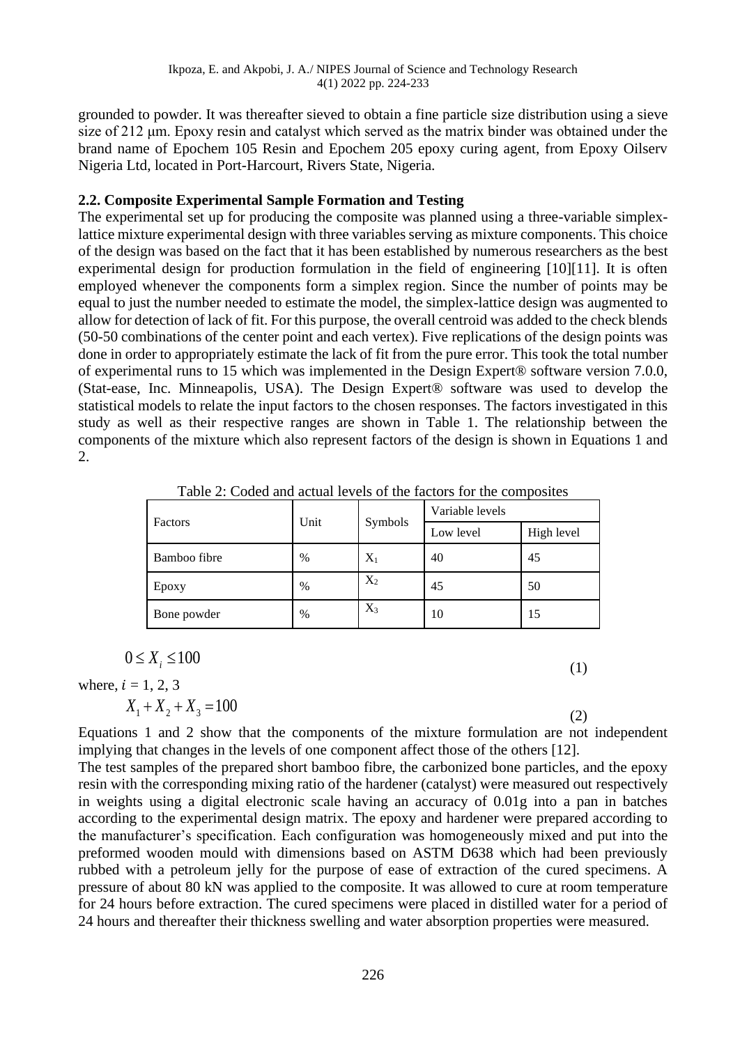grounded to powder. It was thereafter sieved to obtain a fine particle size distribution using a sieve size of 212 μm. Epoxy resin and catalyst which served as the matrix binder was obtained under the brand name of Epochem 105 Resin and Epochem 205 epoxy curing agent, from Epoxy Oilserv Nigeria Ltd, located in Port-Harcourt, Rivers State, Nigeria.

### 2.2. Composite Experimental Sample Formation and Testing

The experimental set up for producing the composite was planned using a three-variable simplex-lattice mixture experimental design with three variables serving as mixture components. This choice of the design was based on the fact that it has been established by numerous researchers as the best experimental design for production formulation in the field of engineering [10][11]. It is often employed whenever the components form a simplex region. Since the number of points may be equal to just the number needed to estimate the model, the simplex-lattice design was augmented to allow for detection of lack of fit. For this purpose, the overall centroid was added to the check blends (50-50 combinations of the center point and each vertex). Five replications of the design points was done in order to appropriately estimate the lack of fit from the pure error. This took the total number of experimental runs to 15 which was implemented in the Design Expert® software version 7.0.0, (Stat-ease, Inc. Minneapolis, USA). The Design Expert® software was used to develop the statistical models to relate the input factors to the chosen responses. The factors investigated in this study as well as their respective ranges are shown in Table 1. The relationship between the components of the mixture which also represent factors of the design is shown in Equations 1 and 2.

Table 2: Coded and actual levels of the factors for the composites

| Factors | Unit | Symbols | Variable levels | |
|---|---|---|---|---|
| | | | Low level | High level |
| Bamboo fibre | % | $X_1$ | 40 | 45 |
| Epoxy | % | $X_2$ | 45 | 50 |
| Bone powder | % | $X_3$ | 10 | 15 |

$$0 \leq X_i \leq 100 \tag{1}$$

where, $i$ = 1, 2, 3

$$X_1 + X_2 + X_3 = 100 \tag{2}$$

Equations 1 and 2 show that the components of the mixture formulation are not independent implying that changes in the levels of one component affect those of the others [12].

The test samples of the prepared short bamboo fibre, the carbonized bone particles, and the epoxy resin with the corresponding mixing ratio of the hardener (catalyst) were measured out respectively in weights using a digital electronic scale having an accuracy of 0.01g into a pan in batches according to the experimental design matrix. The epoxy and hardener were prepared according to the manufacturer's specification. Each configuration was homogeneously mixed and put into the preformed wooden mould with dimensions based on ASTM D638 which had been previously rubbed with a petroleum jelly for the purpose of ease of extraction of the cured specimens. A pressure of about 80 kN was applied to the composite. It was allowed to cure at room temperature for 24 hours before extraction. The cured specimens were placed in distilled water for a period of 24 hours and thereafter their thickness swelling and water absorption properties were measured.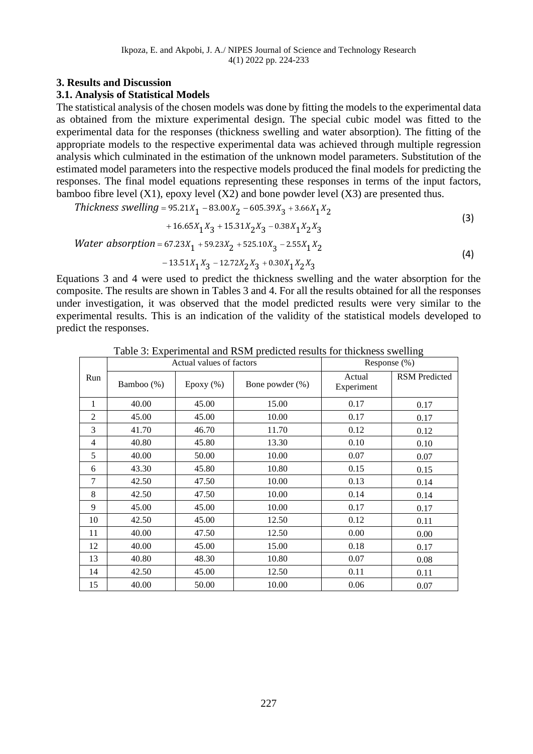## 3. Results and Discussion

### 3.1. Analysis of Statistical Models

The statistical analysis of the chosen models was done by fitting the models to the experimental data as obtained from the mixture experimental design. The special cubic model was fitted to the experimental data for the responses (thickness swelling and water absorption). The fitting of the appropriate models to the respective experimental data was achieved through multiple regression analysis which culminated in the estimation of the unknown model parameters. Substitution of the estimated model parameters into the respective models produced the final models for predicting the responses. The final model equations representing these responses in terms of the input factors, bamboo fibre level (X1), epoxy level (X2) and bone powder level (X3) are presented thus.

$$\begin{aligned} \textit{Thickness swelling} &= 95.21X_1 - 83.00X_2 - 605.39X_3 + 3.66X_1X_2 \\ &\quad + 16.65X_1X_3 + 15.31X_2X_3 - 0.38X_1X_2X_3 \end{aligned} \tag{3}$$

$$\begin{aligned} \textit{Water absorption} &= 67.23X_1 + 59.23X_2 + 525.10X_3 - 2.55X_1X_2 \\ &\quad - 13.51X_1X_3 - 12.72X_2X_3 + 0.30X_1X_2X_3 \end{aligned} \tag{4}$$

Equations 3 and 4 were used to predict the thickness swelling and the water absorption for the composite. The results are shown in Tables 3 and 4. For all the results obtained for all the responses under investigation, it was observed that the model predicted results were very similar to the experimental results. This is an indication of the validity of the statistical models developed to predict the responses.

Table 3: Experimental and RSM predicted results for thickness swelling

| Run | Actual values of factors | | | Response (%) | |
|---|---|---|---|---|---|
| | Bamboo (%) | Epoxy (%) | Bone powder (%) | Actual Experiment | RSM Predicted |
| 1 | 40.00 | 45.00 | 15.00 | 0.17 | 0.17 |
| 2 | 45.00 | 45.00 | 10.00 | 0.17 | 0.17 |
| 3 | 41.70 | 46.70 | 11.70 | 0.12 | 0.12 |
| 4 | 40.80 | 45.80 | 13.30 | 0.10 | 0.10 |
| 5 | 40.00 | 50.00 | 10.00 | 0.07 | 0.07 |
| 6 | 43.30 | 45.80 | 10.80 | 0.15 | 0.15 |
| 7 | 42.50 | 47.50 | 10.00 | 0.13 | 0.14 |
| 8 | 42.50 | 47.50 | 10.00 | 0.14 | 0.14 |
| 9 | 45.00 | 45.00 | 10.00 | 0.17 | 0.17 |
| 10 | 42.50 | 45.00 | 12.50 | 0.12 | 0.11 |
| 11 | 40.00 | 47.50 | 12.50 | 0.00 | 0.00 |
| 12 | 40.00 | 45.00 | 15.00 | 0.18 | 0.17 |
| 13 | 40.80 | 48.30 | 10.80 | 0.07 | 0.08 |
| 14 | 42.50 | 45.00 | 12.50 | 0.11 | 0.11 |
| 15 | 40.00 | 50.00 | 10.00 | 0.06 | 0.07 |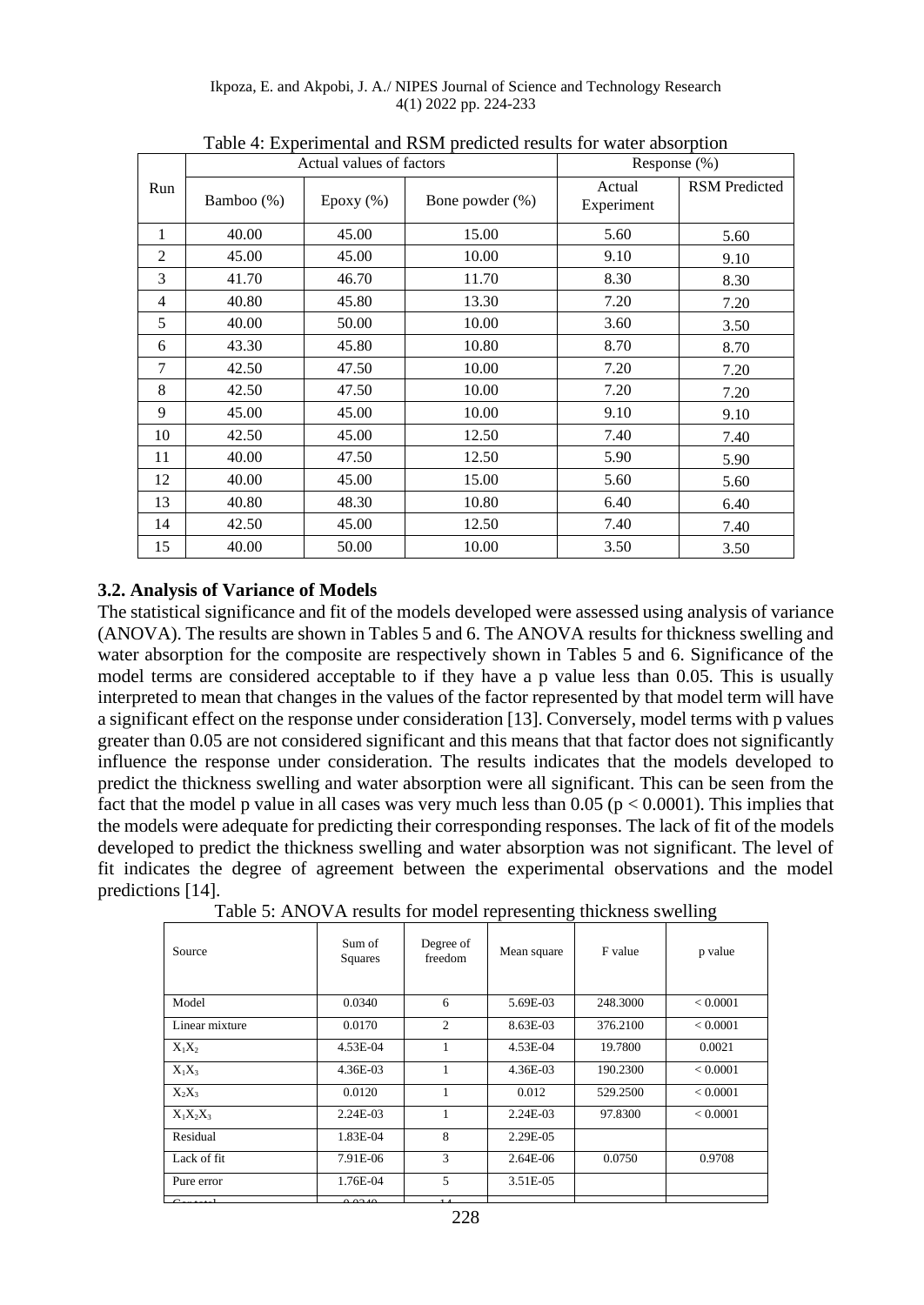Table 4: Experimental and RSM predicted results for water absorption

| Run | Actual values of factors | | | Response (%) | |
|---|---|---|---|---|---|
| | Bamboo (%) | Epoxy (%) | Bone powder (%) | Actual Experiment | RSM Predicted |
| 1 | 40.00 | 45.00 | 15.00 | 5.60 | 5.60 |
| 2 | 45.00 | 45.00 | 10.00 | 9.10 | 9.10 |
| 3 | 41.70 | 46.70 | 11.70 | 8.30 | 8.30 |
| 4 | 40.80 | 45.80 | 13.30 | 7.20 | 7.20 |
| 5 | 40.00 | 50.00 | 10.00 | 3.60 | 3.50 |
| 6 | 43.30 | 45.80 | 10.80 | 8.70 | 8.70 |
| 7 | 42.50 | 47.50 | 10.00 | 7.20 | 7.20 |
| 8 | 42.50 | 47.50 | 10.00 | 7.20 | 7.20 |
| 9 | 45.00 | 45.00 | 10.00 | 9.10 | 9.10 |
| 10 | 42.50 | 45.00 | 12.50 | 7.40 | 7.40 |
| 11 | 40.00 | 47.50 | 12.50 | 5.90 | 5.90 |
| 12 | 40.00 | 45.00 | 15.00 | 5.60 | 5.60 |
| 13 | 40.80 | 48.30 | 10.80 | 6.40 | 6.40 |
| 14 | 42.50 | 45.00 | 12.50 | 7.40 | 7.40 |
| 15 | 40.00 | 50.00 | 10.00 | 3.50 | 3.50 |

### 3.2. Analysis of Variance of Models

The statistical significance and fit of the models developed were assessed using analysis of variance (ANOVA). The results are shown in Tables 5 and 6. The ANOVA results for thickness swelling and water absorption for the composite are respectively shown in Tables 5 and 6. Significance of the model terms are considered acceptable to if they have a p value less than 0.05. This is usually interpreted to mean that changes in the values of the factor represented by that model term will have a significant effect on the response under consideration [13]. Conversely, model terms with p values greater than 0.05 are not considered significant and this means that that factor does not significantly influence the response under consideration. The results indicates that the models developed to predict the thickness swelling and water absorption were all significant. This can be seen from the fact that the model p value in all cases was very much less than 0.05 ($p < 0.0001$). This implies that the models were adequate for predicting their corresponding responses. The lack of fit of the models developed to predict the thickness swelling and water absorption was not significant. The level of fit indicates the degree of agreement between the experimental observations and the model predictions [14].

Table 5: ANOVA results for model representing thickness swelling

| Source | Sum of Squares | Degree of freedom | Mean square | F value | p value |
|---|---|---|---|---|---|
| Model | 0.0340 | 6 | 5.69E-03 | 248.3000 | < 0.0001 |
| Linear mixture | 0.0170 | 2 | 8.63E-03 | 376.2100 | < 0.0001 |
| $X_1X_2$ | 4.53E-04 | 1 | 4.53E-04 | 19.7800 | 0.0021 |
| $X_1X_3$ | 4.36E-03 | 1 | 4.36E-03 | 190.2300 | < 0.0001 |
| $X_2X_3$ | 0.0120 | 1 | 0.012 | 529.2500 | < 0.0001 |
| $X_1X_2X_3$ | 2.24E-03 | 1 | 2.24E-03 | 97.8300 | < 0.0001 |
| Residual | 1.83E-04 | 8 | 2.29E-05 | | |
| Lack of fit | 7.91E-06 | 3 | 2.64E-06 | 0.0750 | 0.9708 |
| Pure error | 1.76E-04 | 5 | 3.51E-05 | | |
| Cor total | 0.0340 | 14 | | | |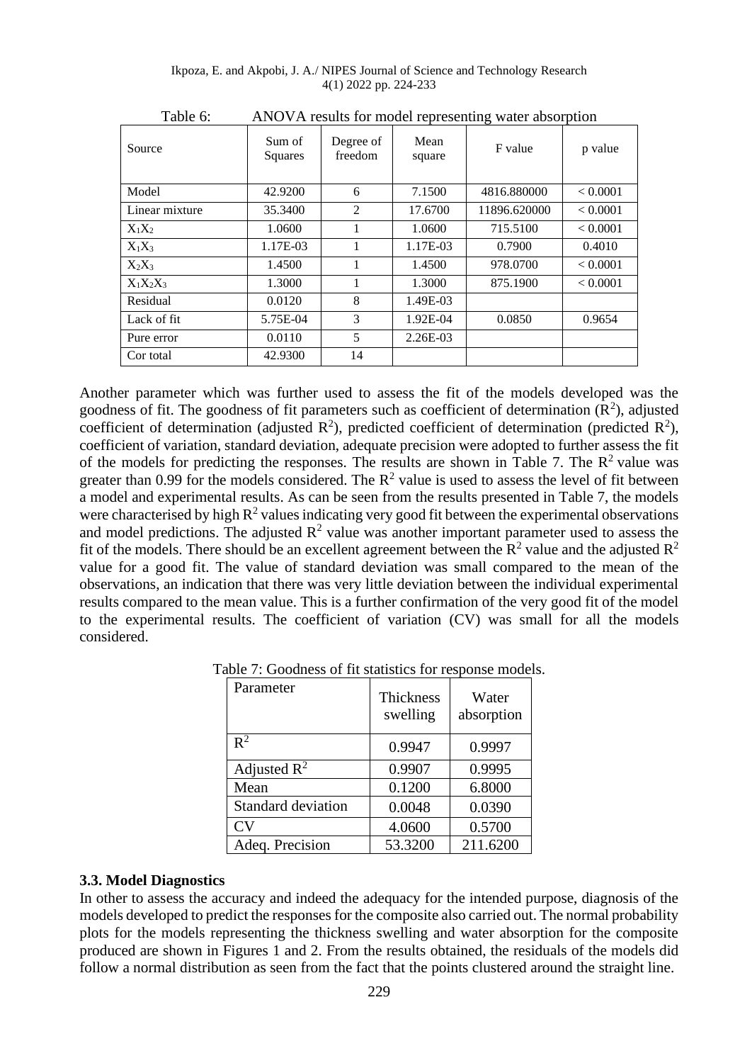Table 6: ANOVA results for model representing water absorption

| Source | Sum of Squares | Degree of freedom | Mean square | F value | p value |
|---|---|---|---|---|---|
| Model | 42.9200 | 6 | 7.1500 | 4816.880000 | < 0.0001 |
| Linear mixture | 35.3400 | 2 | 17.6700 | 11896.620000 | < 0.0001 |
| $X_1X_2$ | 1.0600 | 1 | 1.0600 | 715.5100 | < 0.0001 |
| $X_1X_3$ | 1.17E-03 | 1 | 1.17E-03 | 0.7900 | 0.4010 |
| $X_2X_3$ | 1.4500 | 1 | 1.4500 | 978.0700 | < 0.0001 |
| $X_1X_2X_3$ | 1.3000 | 1 | 1.3000 | 875.1900 | < 0.0001 |
| Residual | 0.0120 | 8 | 1.49E-03 | | |
| Lack of fit | 5.75E-04 | 3 | 1.92E-04 | 0.0850 | 0.9654 |
| Pure error | 0.0110 | 5 | 2.26E-03 | | |
| Cor total | 42.9300 | 14 | | | |

Another parameter which was further used to assess the fit of the models developed was the goodness of fit. The goodness of fit parameters such as coefficient of determination ($R^2$), adjusted coefficient of determination (adjusted $R^2$), predicted coefficient of determination (predicted $R^2$), coefficient of variation, standard deviation, adequate precision were adopted to further assess the fit of the models for predicting the responses. The results are shown in Table 7. The $R^2$ value was greater than 0.99 for the models considered. The $R^2$ value is used to assess the level of fit between a model and experimental results. As can be seen from the results presented in Table 7, the models were characterised by high $R^2$ values indicating very good fit between the experimental observations and model predictions. The adjusted $R^2$ value was another important parameter used to assess the fit of the models. There should be an excellent agreement between the $R^2$ value and the adjusted $R^2$ value for a good fit. The value of standard deviation was small compared to the mean of the observations, an indication that there was very little deviation between the individual experimental results compared to the mean value. This is a further confirmation of the very good fit of the model to the experimental results. The coefficient of variation (CV) was small for all the models considered.

Table 7: Goodness of fit statistics for response models.

| Parameter | Thickness swelling | Water absorption |
|---|---|---|
| $R^2$ | 0.9947 | 0.9997 |
| Adjusted $R^2$ | 0.9907 | 0.9995 |
| Mean | 0.1200 | 6.8000 |
| Standard deviation | 0.0048 | 0.0390 |
| CV | 4.0600 | 0.5700 |
| Adeq. Precision | 53.3200 | 211.6200 |

### 3.3. Model Diagnostics

In other to assess the accuracy and indeed the adequacy for the intended purpose, diagnosis of the models developed to predict the responses for the composite also carried out. The normal probability plots for the models representing the thickness swelling and water absorption for the composite produced are shown in Figures 1 and 2. From the results obtained, the residuals of the models did follow a normal distribution as seen from the fact that the points clustered around the straight line.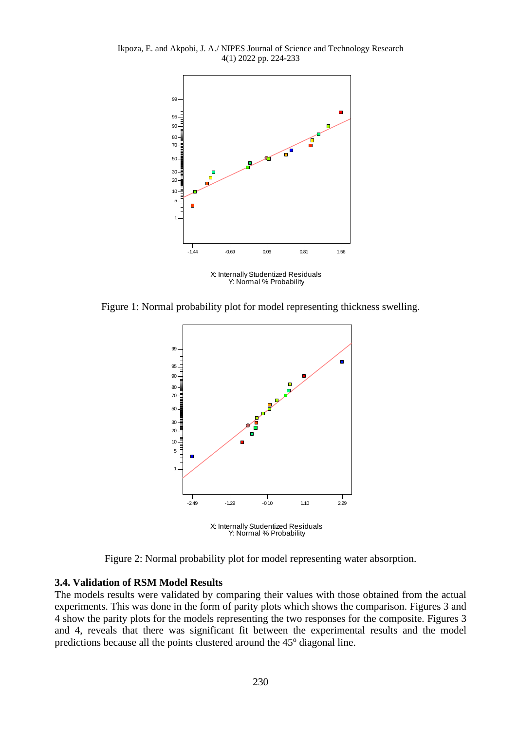Figure 1: Normal probability plot for model representing thickness swelling.

Figure 2: Normal probability plot for model representing water absorption.

### 3.4. Validation of RSM Model Results

The models results were validated by comparing their values with those obtained from the actual experiments. This was done in the form of parity plots which shows the comparison. Figures 3 and 4 show the parity plots for the models representing the two responses for the composite. Figures 3 and 4, reveals that there was significant fit between the experimental results and the model predictions because all the points clustered around the 45$^o$ diagonal line.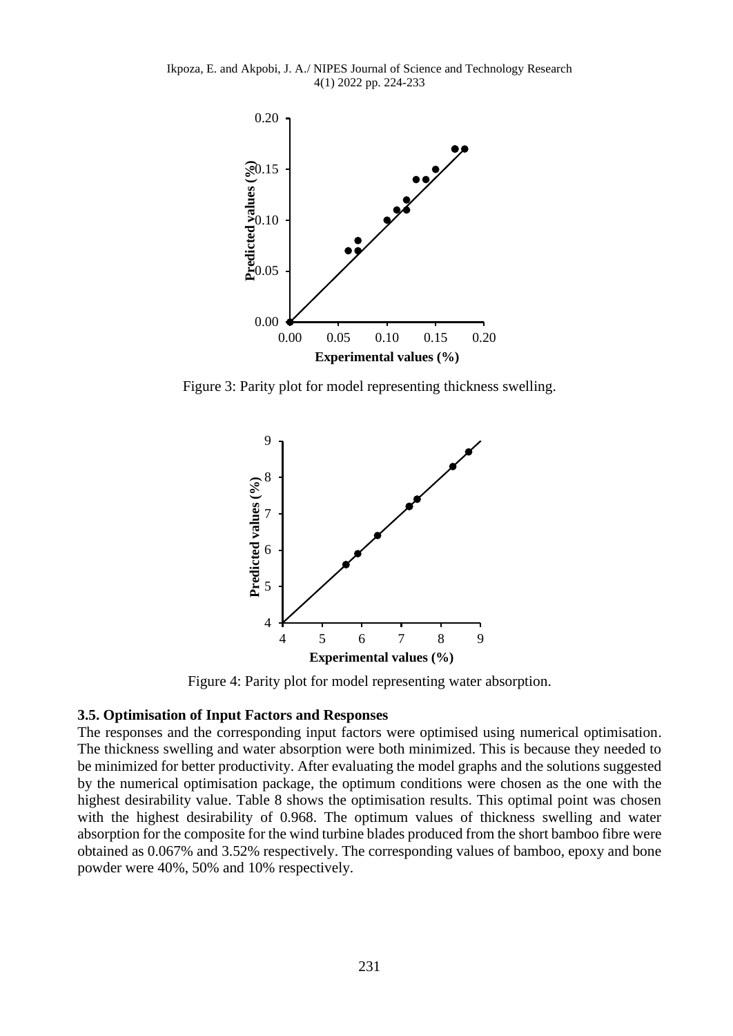Figure 3: Parity plot for model representing thickness swelling.

Figure 4: Parity plot for model representing water absorption.

### 3.5. Optimisation of Input Factors and Responses

The responses and the corresponding input factors were optimised using numerical optimisation. The thickness swelling and water absorption were both minimized. This is because they needed to be minimized for better productivity. After evaluating the model graphs and the solutions suggested by the numerical optimisation package, the optimum conditions were chosen as the one with the highest desirability value. Table 8 shows the optimisation results. This optimal point was chosen with the highest desirability of 0.968. The optimum values of thickness swelling and water absorption for the composite for the wind turbine blades produced from the short bamboo fibre were obtained as 0.067% and 3.52% respectively. The corresponding values of bamboo, epoxy and bone powder were 40%, 50% and 10% respectively.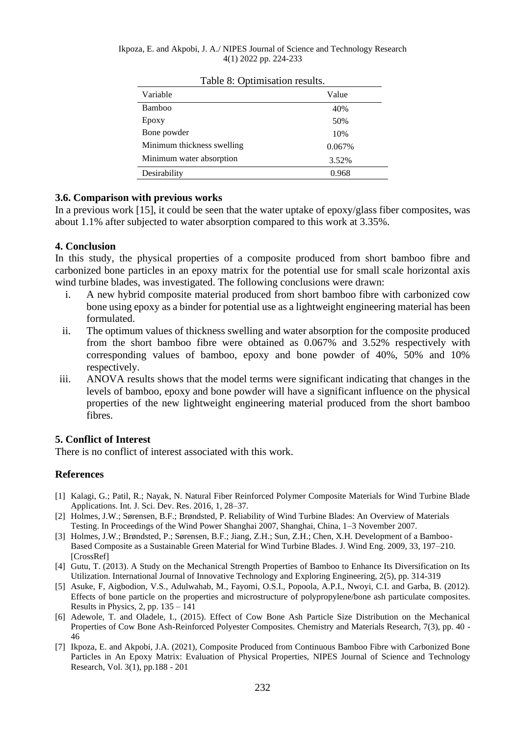Table 8: Optimisation results.

| Variable | Value |
|---|---|
| Bamboo | 40% |
| Epoxy | 50% |
| Bone powder | 10% |
| Minimum thickness swelling | 0.067% |
| Minimum water absorption | 3.52% |
| Desirability | 0.968 |

### 3.6. Comparison with previous works

In a previous work [15], it could be seen that the water uptake of epoxy/glass fiber composites, was about 1.1% after subjected to water absorption compared to this work at 3.35%.

## 4. Conclusion

In this study, the physical properties of a composite produced from short bamboo fibre and carbonized bone particles in an epoxy matrix for the potential use for small scale horizontal axis wind turbine blades, was investigated. The following conclusions were drawn:

i. A new hybrid composite material produced from short bamboo fibre with carbonized cow bone using epoxy as a binder for potential use as a lightweight engineering material has been formulated.
ii. The optimum values of thickness swelling and water absorption for the composite produced from the short bamboo fibre were obtained as 0.067% and 3.52% respectively with corresponding values of bamboo, epoxy and bone powder of 40%, 50% and 10% respectively.
iii. ANOVA results shows that the model terms were significant indicating that changes in the levels of bamboo, epoxy and bone powder will have a significant influence on the physical properties of the new lightweight engineering material produced from the short bamboo fibres.

## 5. Conflict of Interest

There is no conflict of interest associated with this work.

## References

[1] Kalagi, G.; Patil, R.; Nayak, N. Natural Fiber Reinforced Polymer Composite Materials for Wind Turbine Blade Applications. Int. J. Sci. Dev. Res. 2016, 1, 28–37.

[2] Holmes, J.W.; Sørensen, B.F.; Brøndsted, P. Reliability of Wind Turbine Blades: An Overview of Materials Testing. In Proceedings of the Wind Power Shanghai 2007, Shanghai, China, 1–3 November 2007.

[3] Holmes, J.W.; Brøndsted, P.; Sørensen, B.F.; Jiang, Z.H.; Sun, Z.H.; Chen, X.H. Development of a Bamboo-Based Composite as a Sustainable Green Material for Wind Turbine Blades. J. Wind Eng. 2009, 33, 197–210. [CrossRef]

[4] Gutu, T. (2013). A Study on the Mechanical Strength Properties of Bamboo to Enhance Its Diversification on Its Utilization. International Journal of Innovative Technology and Exploring Engineering, 2(5), pp. 314-319

[5] Asuke, F, Aigbodion, V.S., Adulwahab, M., Fayomi, O.S.I., Popoola, A.P.I., Nwoyi, C.I. and Garba, B. (2012). Effects of bone particle on the properties and microstructure of polypropylene/bone ash particulate composites. Results in Physics, 2, pp. 135 – 141

[6] Adewole, T. and Oladele, I., (2015). Effect of Cow Bone Ash Particle Size Distribution on the Mechanical Properties of Cow Bone Ash-Reinforced Polyester Composites. Chemistry and Materials Research, 7(3), pp. 40 - 46

[7] Ikpoza, E. and Akpobi, J.A. (2021), Composite Produced from Continuous Bamboo Fibre with Carbonized Bone Particles in An Epoxy Matrix: Evaluation of Physical Properties, NIPES Journal of Science and Technology Research, Vol. 3(1), pp.188 - 201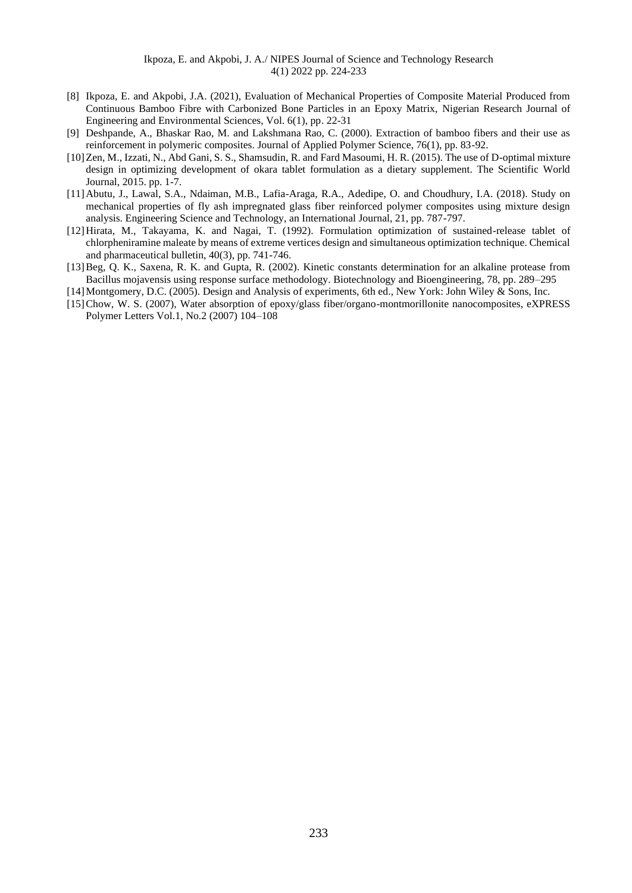[8] Ikpoza, E. and Akpobi, J.A. (2021), Evaluation of Mechanical Properties of Composite Material Produced from Continuous Bamboo Fibre with Carbonized Bone Particles in an Epoxy Matrix, Nigerian Research Journal of Engineering and Environmental Sciences, Vol. 6(1), pp. 22-31

[9] Deshpande, A., Bhaskar Rao, M. and Lakshmana Rao, C. (2000). Extraction of bamboo fibers and their use as reinforcement in polymeric composites. Journal of Applied Polymer Science, 76(1), pp. 83-92.

[10] Zen, M., Izzati, N., Abd Gani, S. S., Shamsudin, R. and Fard Masoumi, H. R. (2015). The use of D-optimal mixture design in optimizing development of okara tablet formulation as a dietary supplement. The Scientific World Journal, 2015. pp. 1-7.

[11] Abutu, J., Lawal, S.A., Ndaiman, M.B., Lafia-Araga, R.A., Adedipe, O. and Choudhury, I.A. (2018). Study on mechanical properties of fly ash impregnated glass fiber reinforced polymer composites using mixture design analysis. Engineering Science and Technology, an International Journal, 21, pp. 787-797.

[12] Hirata, M., Takayama, K. and Nagai, T. (1992). Formulation optimization of sustained-release tablet of chlorpheniramine maleate by means of extreme vertices design and simultaneous optimization technique. Chemical and pharmaceutical bulletin, 40(3), pp. 741-746.

[13] Beg, Q. K., Saxena, R. K. and Gupta, R. (2002). Kinetic constants determination for an alkaline protease from Bacillus mojavensis using response surface methodology. Biotechnology and Bioengineering, 78, pp. 289–295

[14] Montgomery, D.C. (2005). Design and Analysis of experiments, 6th ed., New York: John Wiley & Sons, Inc.

[15] Chow, W. S. (2007), Water absorption of epoxy/glass fiber/organo-montmorillonite nanocomposites, eXPRESS Polymer Letters Vol.1, No.2 (2007) 104–108